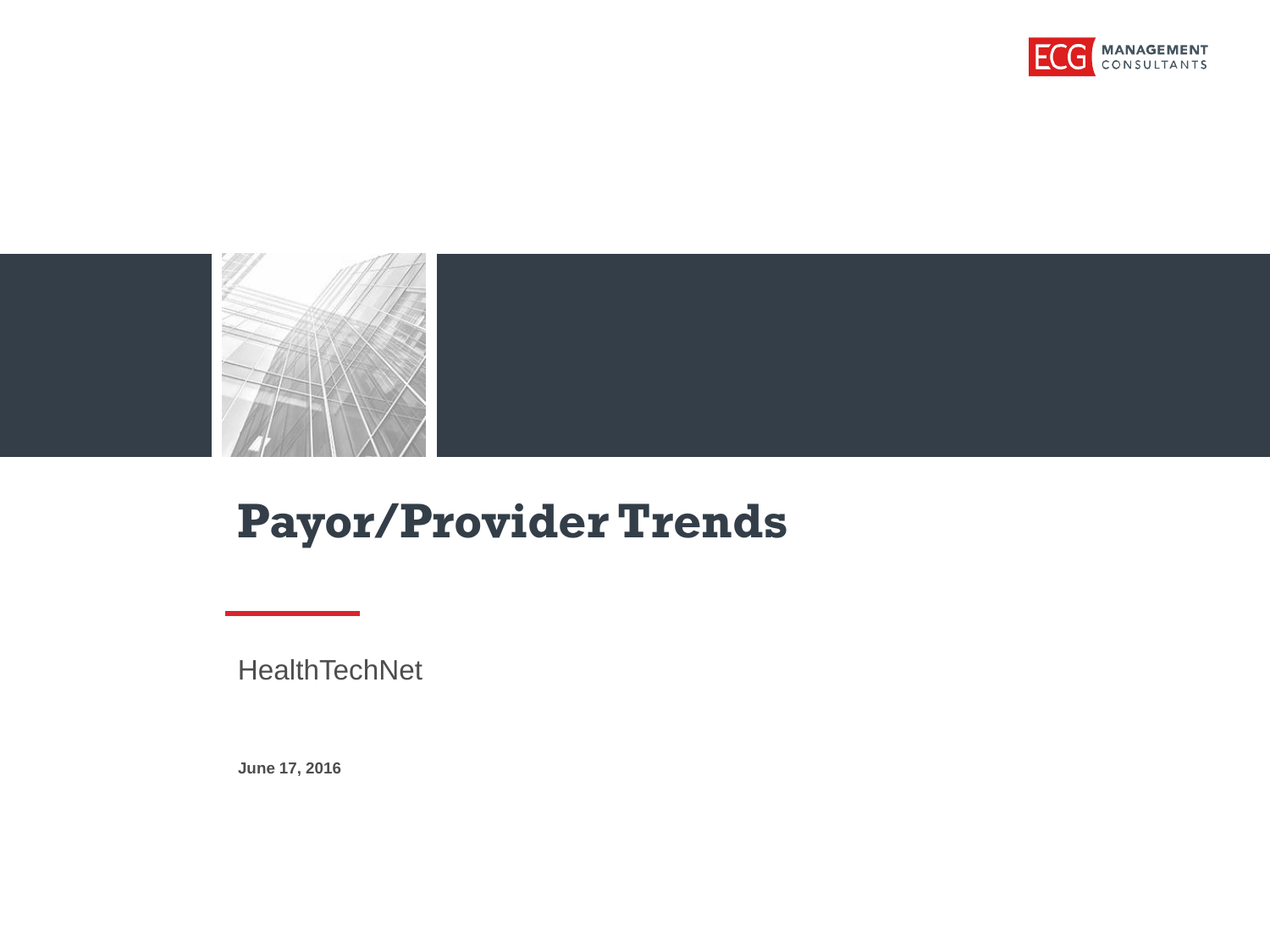# Payor/Provider Trends

HealthTechNet

**June 17, 2016**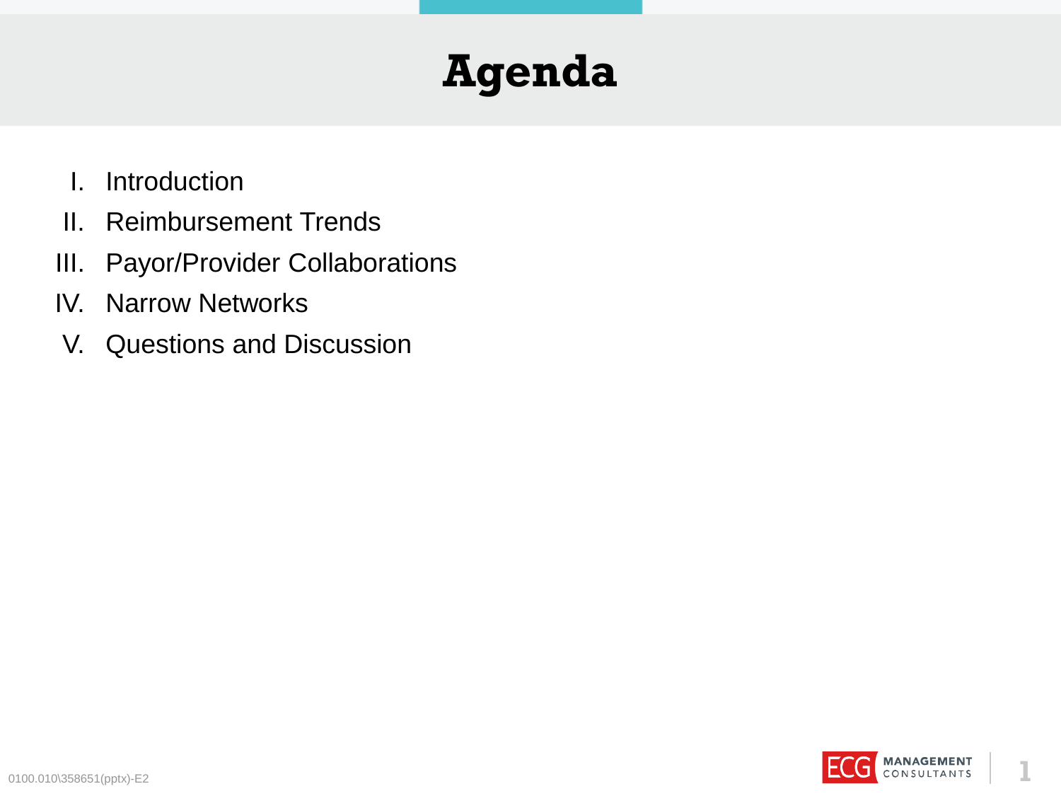# Agenda

I. Introduction
II. Reimbursement Trends
III. Payor/Provider Collaborations
IV. Narrow Networks
V. Questions and Discussion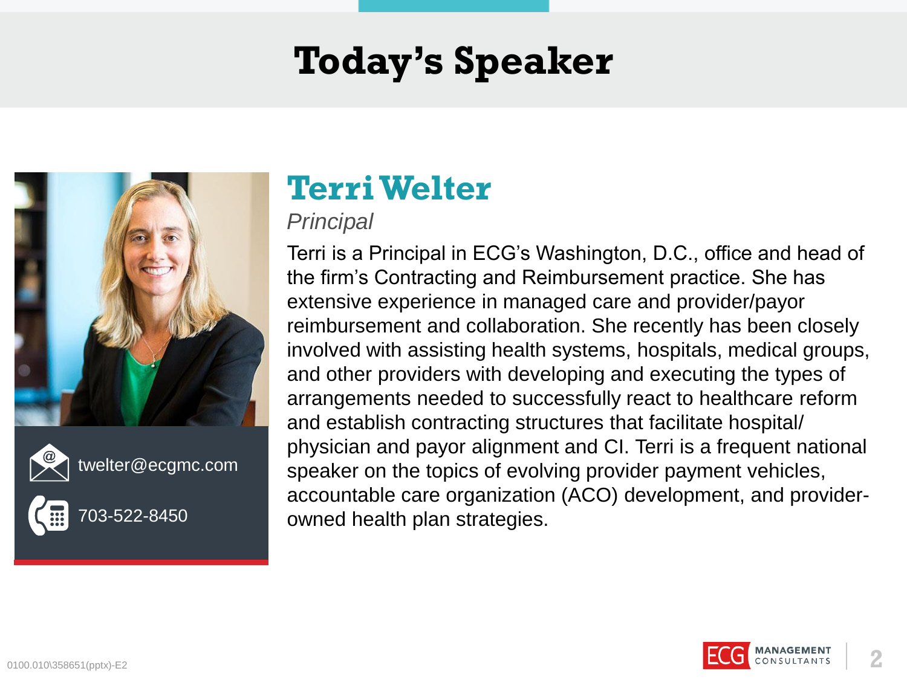# Today's Speaker

## Terri Welter

*Principal*

twelter@ecgmc.com

703-522-8450

Terri is a Principal in ECG's Washington, D.C., office and head of the firm's Contracting and Reimbursement practice. She has extensive experience in managed care and provider/payor reimbursement and collaboration. She recently has been closely involved with assisting health systems, hospitals, medical groups, and other providers with developing and executing the types of arrangements needed to successfully react to healthcare reform and establish contracting structures that facilitate hospital/ physician and payor alignment and CI. Terri is a frequent national speaker on the topics of evolving provider payment vehicles, accountable care organization (ACO) development, and provider-owned health plan strategies.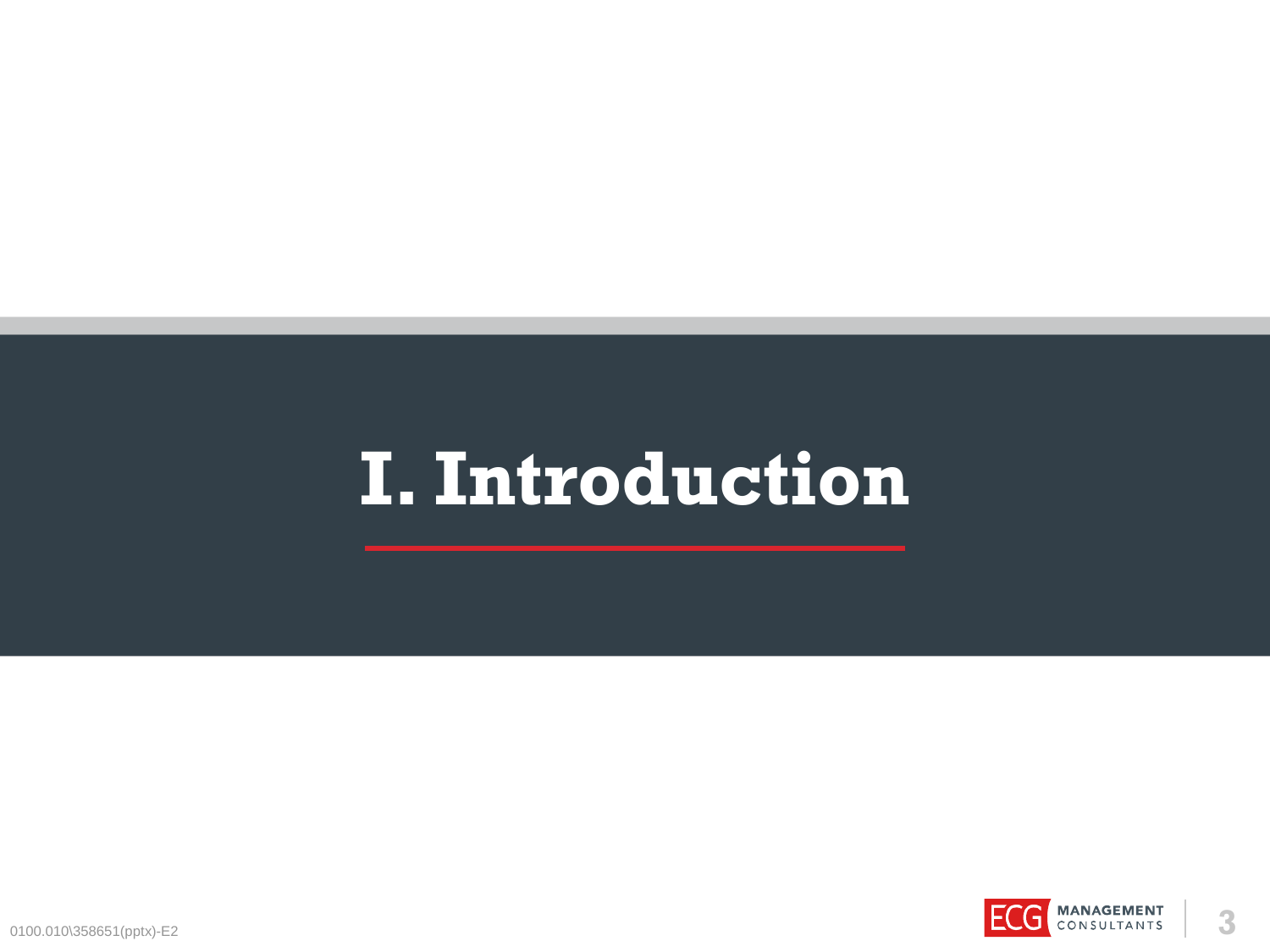# I. Introduction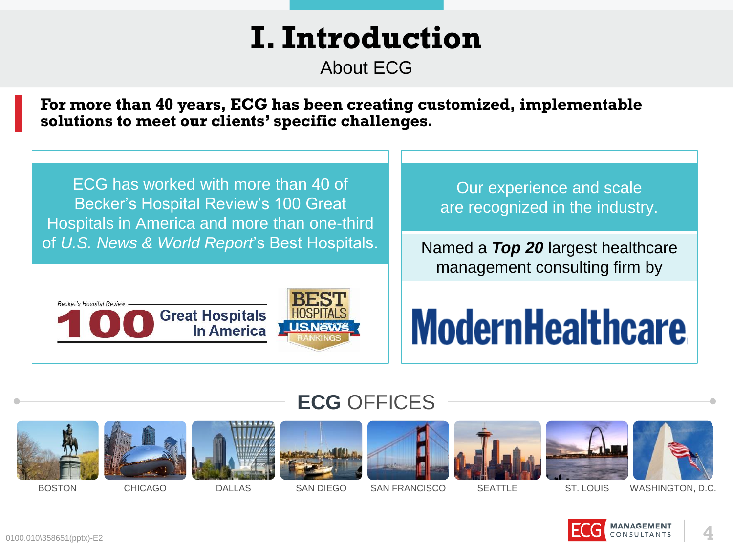# I. Introduction

## About ECG

**For more than 40 years, ECG has been creating customized, implementable solutions to meet our clients' specific challenges.**

ECG has worked with more than 40 of Becker's Hospital Review's 100 Great Hospitals in America and more than one-third of *U.S. News & World Report*'s Best Hospitals.

Becker's Hospital Review 100 Great Hospitals In America

BEST HOSPITALS US News & World Report RANKINGS

Our experience and scale are recognized in the industry.

Named a ***Top 20*** largest healthcare management consulting firm by

ModernHealthcare

## ECG OFFICES

BOSTON | CHICAGO | DALLAS | SAN DIEGO | SAN FRANCISCO | SEATTLE | ST. LOUIS | WASHINGTON, D.C.

0100.010\358651(pptx)-E2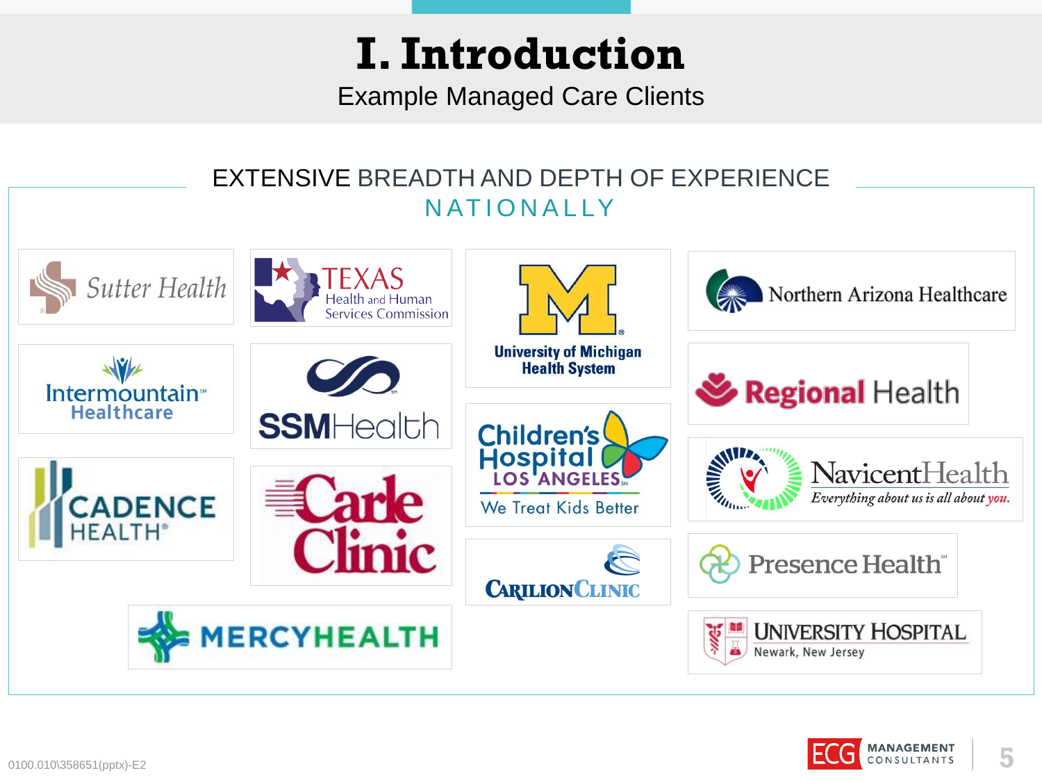# I. Introduction

Example Managed Care Clients

## EXTENSIVE BREADTH AND DEPTH OF EXPERIENCE NATIONALLY

- Sutter Health
- Texas Health and Human Services Commission
- University of Michigan Health System
- Northern Arizona Healthcare
- Intermountain Healthcare
- SSM Health
- Regional Health
- Children's Hospital Los Angeles — We Treat Kids Better
- Navicent Health — Everything about us is all about you.
- Cadence Health
- Carle Clinic
- Carilion Clinic
- Presence Health
- Mercy Health
- University Hospital — Newark, New Jersey

0100.010\358651(pptx)-E2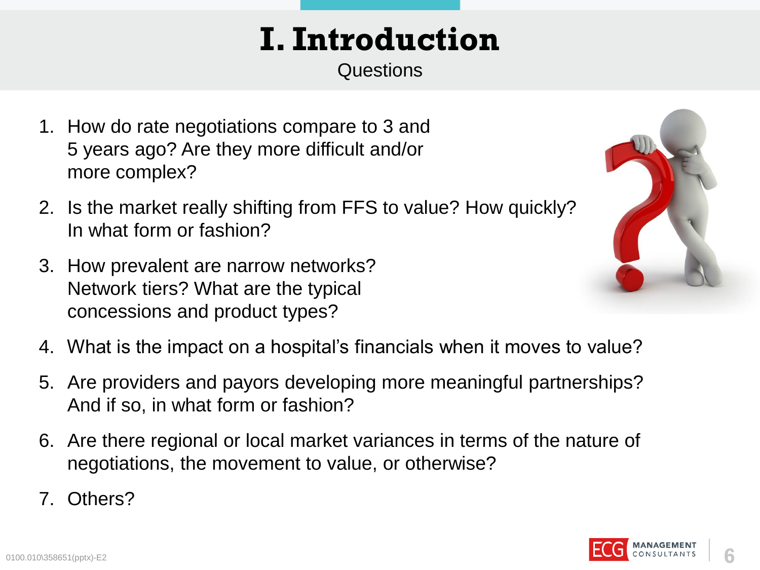# I. Introduction

## Questions

1. How do rate negotiations compare to 3 and 5 years ago? Are they more difficult and/or more complex?
2. Is the market really shifting from FFS to value? How quickly? In what form or fashion?
3. How prevalent are narrow networks? Network tiers? What are the typical concessions and product types?
4. What is the impact on a hospital's financials when it moves to value?
5. Are providers and payors developing more meaningful partnerships? And if so, in what form or fashion?
6. Are there regional or local market variances in terms of the nature of negotiations, the movement to value, or otherwise?
7. Others?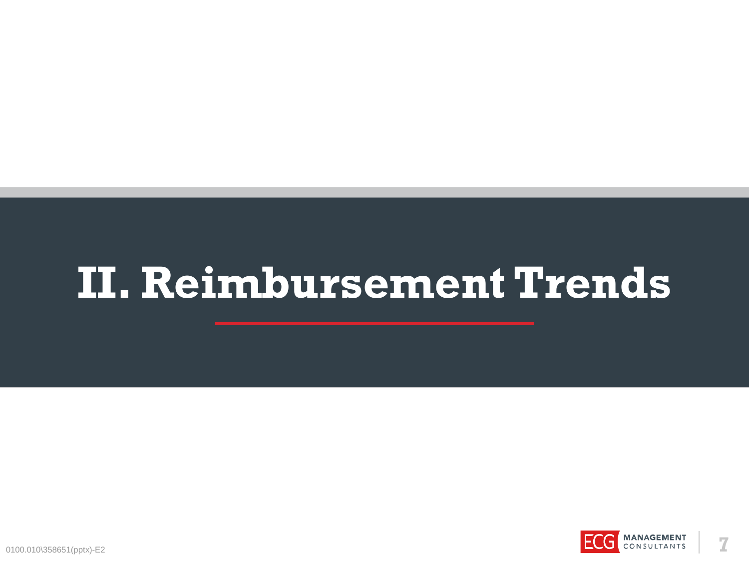# II. Reimbursement Trends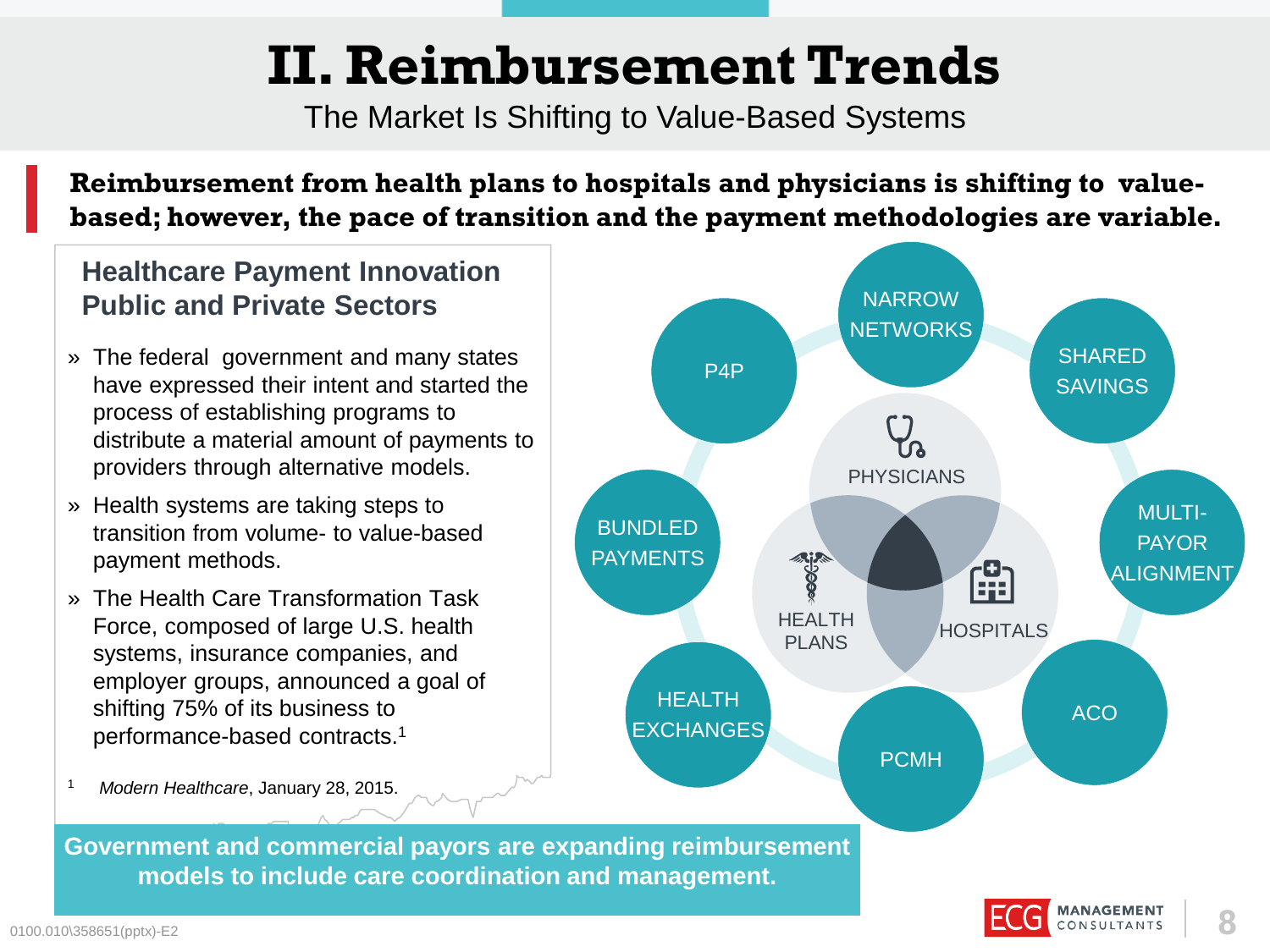# II. Reimbursement Trends

## The Market Is Shifting to Value-Based Systems

**Reimbursement from health plans to hospitals and physicians is shifting to value-based; however, the pace of transition and the payment methodologies are variable.**

### Healthcare Payment Innovation Public and Private Sectors

- The federal government and many states have expressed their intent and started the process of establishing programs to distribute a material amount of payments to providers through alternative models.
- Health systems are taking steps to transition from volume- to value-based payment methods.
- The Health Care Transformation Task Force, composed of large U.S. health systems, insurance companies, and employer groups, announced a goal of shifting 75% of its business to performance-based contracts.[1]

[1] *Modern Healthcare*, January 28, 2015.

NARROW NETWORKS

SHARED SAVINGS

MULTI-PAYOR ALIGNMENT

ACO

PCMH

HEALTH EXCHANGES

BUNDLED PAYMENTS

P4P

PHYSICIANS

HEALTH PLANS

HOSPITALS

**Government and commercial payors are expanding reimbursement models to include care coordination and management.**

0100.010\358651(pptx)-E2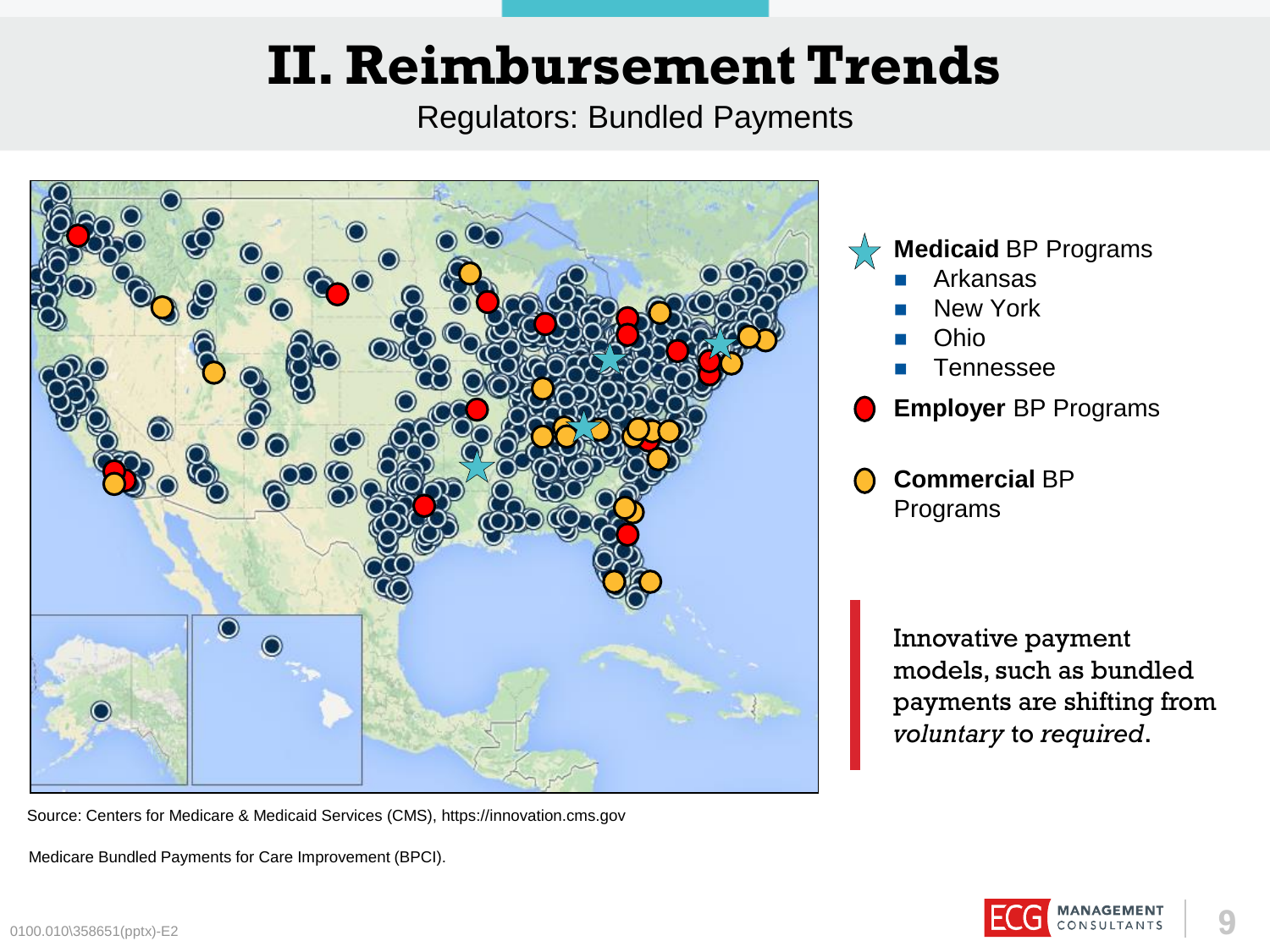# II. Reimbursement Trends

## Regulators: Bundled Payments

★ **Medicaid** BP Programs
- Arkansas
- New York
- Ohio
- Tennessee

● **Employer** BP Programs

● **Commercial** BP Programs

Innovative payment models, such as bundled payments are shifting from *voluntary* to *required*.

Source: Centers for Medicare & Medicaid Services (CMS), https://innovation.cms.gov

Medicare Bundled Payments for Care Improvement (BPCI).

0100.010\358651(pptx)-E2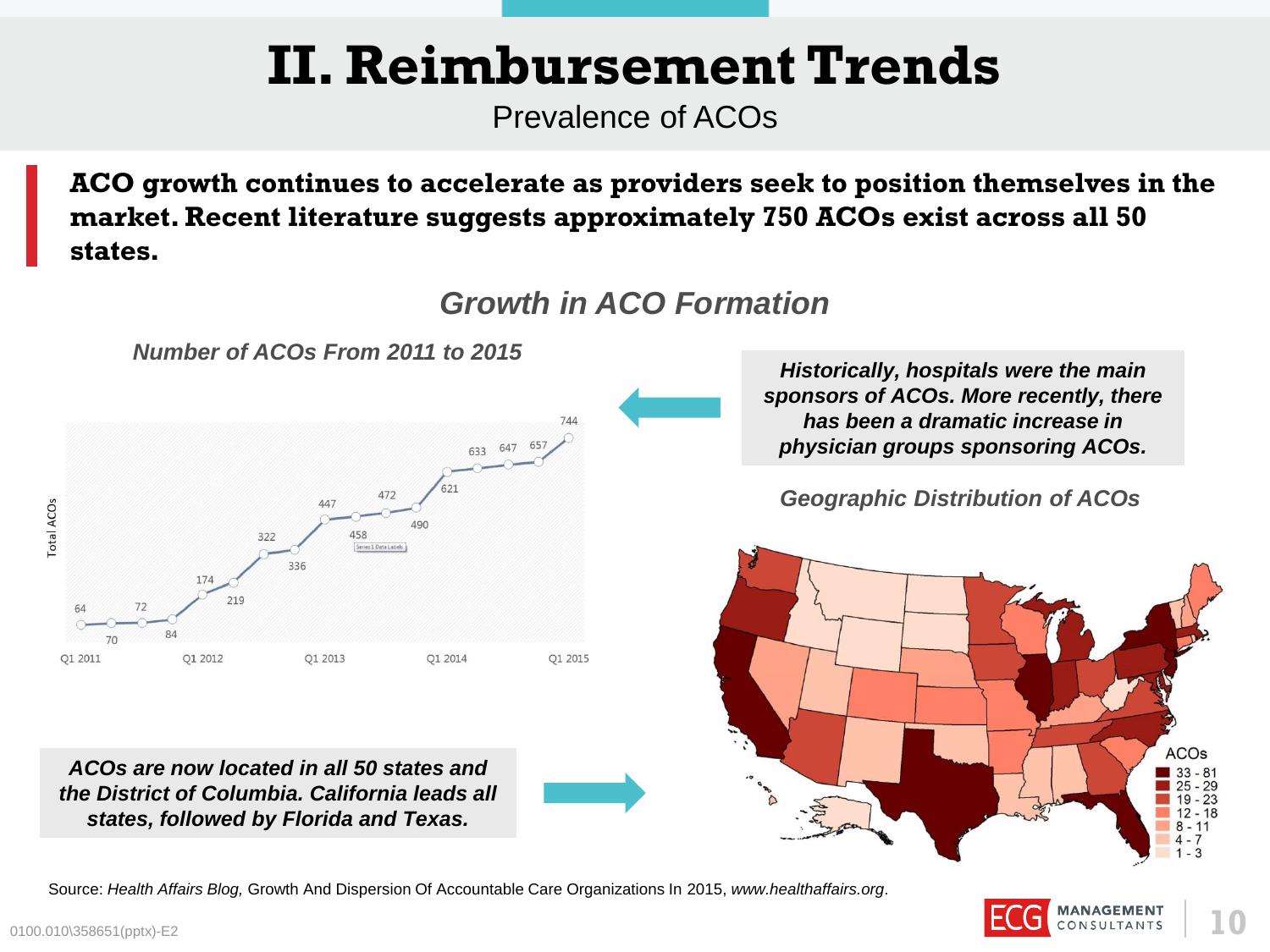# II. Reimbursement Trends

## Prevalence of ACOs

**ACO growth continues to accelerate as providers seek to position themselves in the market. Recent literature suggests approximately 750 ACOs exist across all 50 states.**

### *Growth in ACO Formation*

***Number of ACOs From 2011 to 2015***

| Quarter | Total ACOs |
|---|---|
| Q1 2011 | 64 |
| | 70 |
| | 72 |
| | 84 |
| Q1 2012 | 174 |
| | 219 |
| | 322 |
| | 336 |
| Q1 2013 | 447 |
| | 458 |
| | 472 |
| | 490 |
| Q1 2014 | 621 |
| | 633 |
| | 647 |
| | 657 |
| Q1 2015 | 744 |

***Historically, hospitals were the main sponsors of ACOs. More recently, there has been a dramatic increase in physician groups sponsoring ACOs.***

***Geographic Distribution of ACOs***

ACOs: 33 - 81; 25 - 29; 19 - 23; 12 - 18; 8 - 11; 4 - 7; 1 - 3

***ACOs are now located in all 50 states and the District of Columbia. California leads all states, followed by Florida and Texas.***

Source: *Health Affairs Blog,* Growth And Dispersion Of Accountable Care Organizations In 2015, *www.healthaffairs.org*.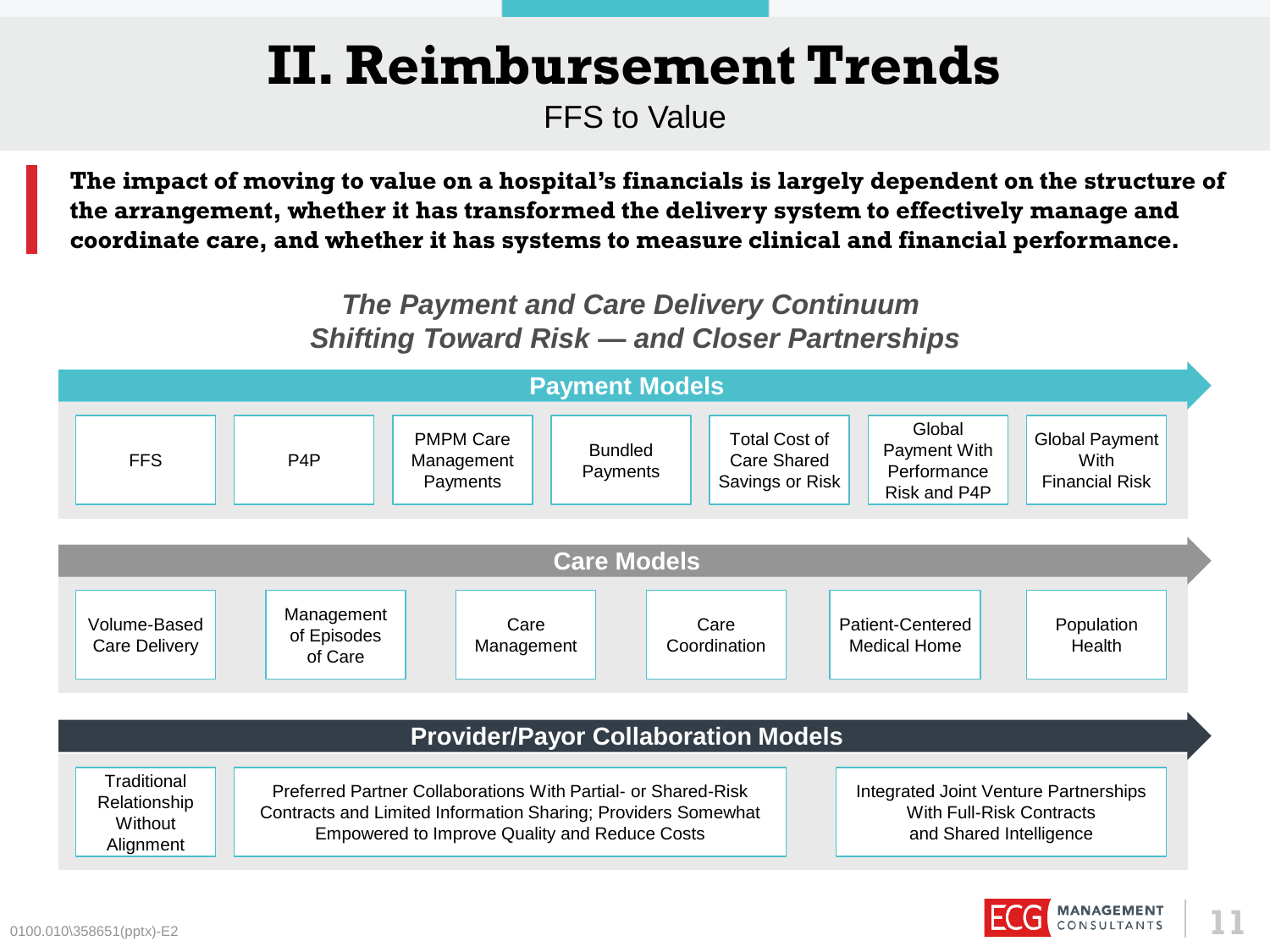# II. Reimbursement Trends

FFS to Value

**The impact of moving to value on a hospital's financials is largely dependent on the structure of the arrangement, whether it has transformed the delivery system to effectively manage and coordinate care, and whether it has systems to measure clinical and financial performance.**

*The Payment and Care Delivery Continuum*
*Shifting Toward Risk — and Closer Partnerships*

### Payment Models

- FFS
- P4P
- PMPM Care Management Payments
- Bundled Payments
- Total Cost of Care Shared Savings or Risk
- Global Payment With Performance Risk and P4P
- Global Payment With Financial Risk

### Care Models

- Volume-Based Care Delivery
- Management of Episodes of Care
- Care Management
- Care Coordination
- Patient-Centered Medical Home
- Population Health

### Provider/Payor Collaboration Models

- Traditional Relationship Without Alignment
- Preferred Partner Collaborations With Partial- or Shared-Risk Contracts and Limited Information Sharing; Providers Somewhat Empowered to Improve Quality and Reduce Costs
- Integrated Joint Venture Partnerships With Full-Risk Contracts and Shared Intelligence

0100.010\358651(pptx)-E2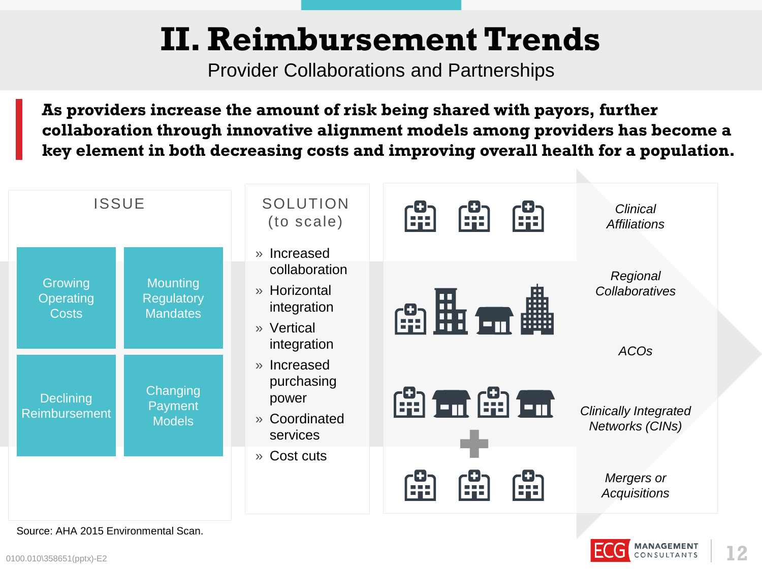# II. Reimbursement Trends

Provider Collaborations and Partnerships

**As providers increase the amount of risk being shared with payors, further collaboration through innovative alignment models among providers has become a key element in both decreasing costs and improving overall health for a population.**

## ISSUE

- Growing Operating Costs
- Mounting Regulatory Mandates
- Declining Reimbursement
- Changing Payment Models

## SOLUTION (to scale)

- » Increased collaboration
- » Horizontal integration
- » Vertical integration
- » Increased purchasing power
- » Coordinated services
- » Cost cuts

*Clinical Affiliations*

*Regional Collaboratives*

*ACOs*

*Clinically Integrated Networks (CINs)*

*Mergers or Acquisitions*

Source: AHA 2015 Environmental Scan.

0100.010\358651(pptx)-E2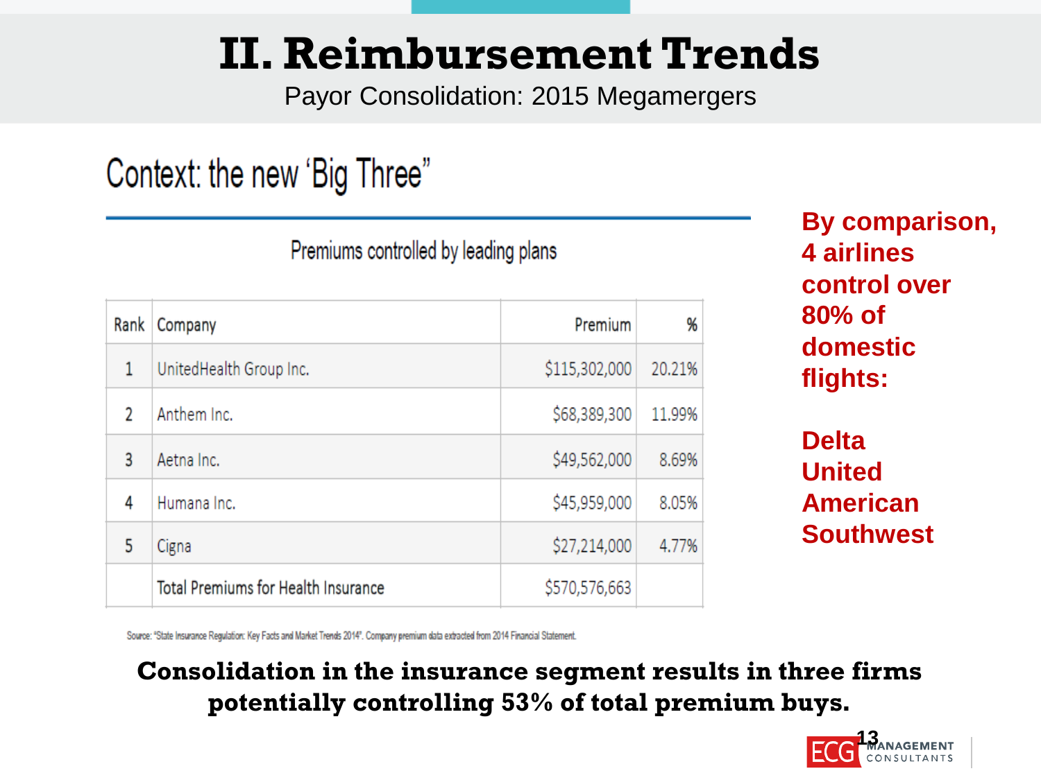# II. Reimbursement Trends

Payor Consolidation: 2015 Megamergers

## Context: the new 'Big Three"

Premiums controlled by leading plans

| Rank | Company | Premium | % |
|---|---|---|---|
| 1 | UnitedHealth Group Inc. | $115,302,000 | 20.21% |
| 2 | Anthem Inc. | $68,389,300 | 11.99% |
| 3 | Aetna Inc. | $49,562,000 | 8.69% |
| 4 | Humana Inc. | $45,959,000 | 8.05% |
| 5 | Cigna | $27,214,000 | 4.77% |
| | Total Premiums for Health Insurance | $570,576,663 | |

Source: "State Insurance Regulation: Key Facts and Market Trends 2014". Company premium data extracted from 2014 Financial Statement.

**By comparison, 4 airlines control over 80% of domestic flights:**

**Delta**
**United**
**American**
**Southwest**

**Consolidation in the insurance segment results in three firms potentially controlling 53% of total premium buys.**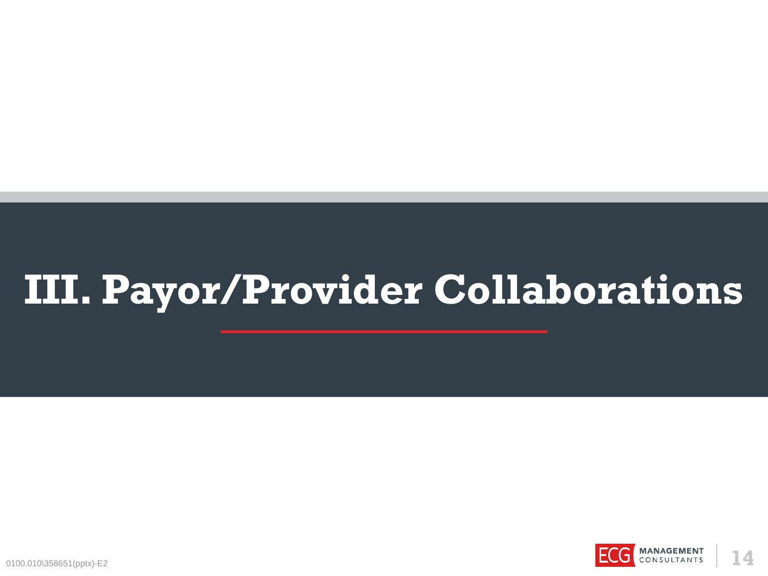# III. Payor/Provider Collaborations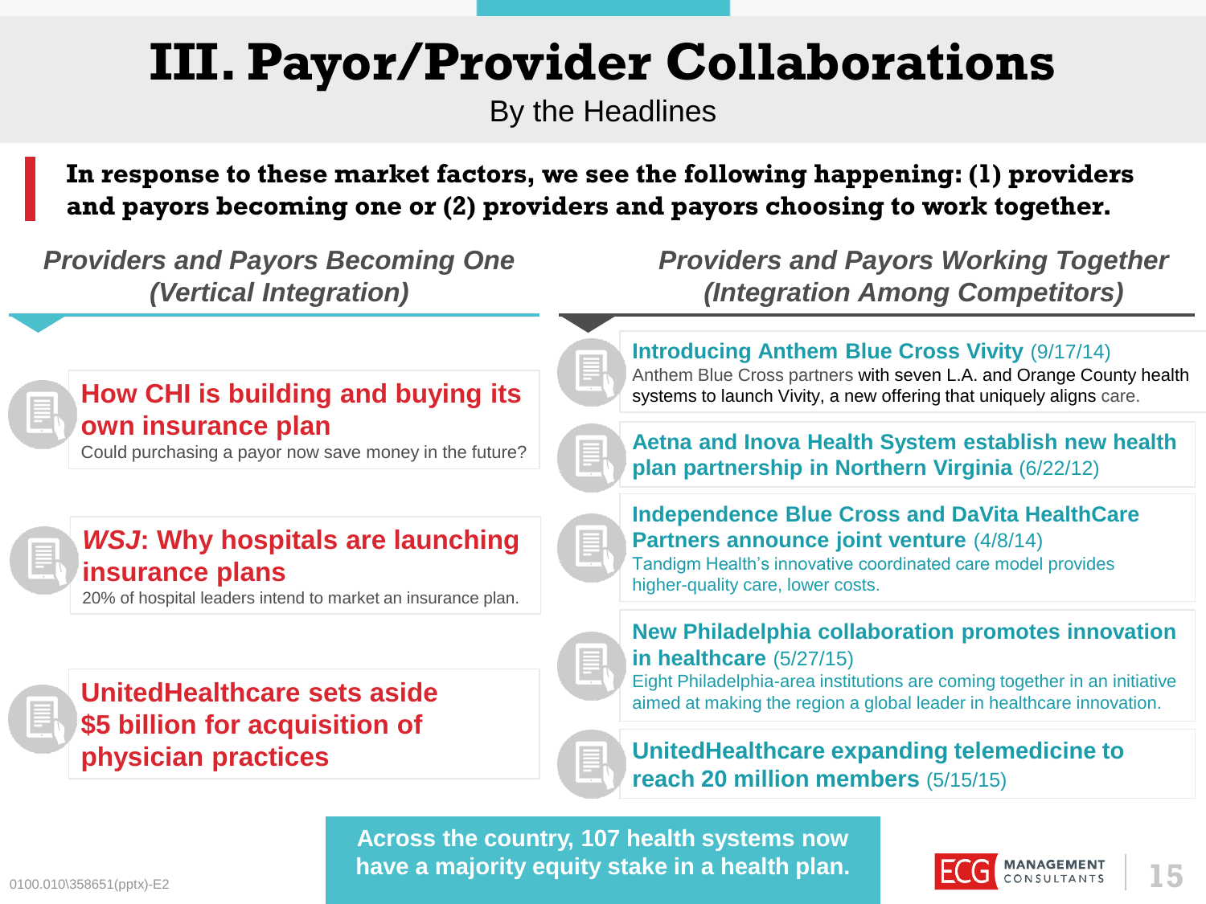# III. Payor/Provider Collaborations

By the Headlines

**In response to these market factors, we see the following happening: (1) providers and payors becoming one or (2) providers and payors choosing to work together.**

## *Providers and Payors Becoming One (Vertical Integration)*

**How CHI is building and buying its own insurance plan**
Could purchasing a payor now save money in the future?

***WSJ*: Why hospitals are launching insurance plans**
20% of hospital leaders intend to market an insurance plan.

**UnitedHealthcare sets aside $5 billion for acquisition of physician practices**

## *Providers and Payors Working Together (Integration Among Competitors)*

**Introducing Anthem Blue Cross Vivity** (9/17/14)
Anthem Blue Cross partners with seven L.A. and Orange County health systems to launch Vivity, a new offering that uniquely aligns care.

**Aetna and Inova Health System establish new health plan partnership in Northern Virginia** (6/22/12)

**Independence Blue Cross and DaVita HealthCare Partners announce joint venture** (4/8/14)
Tandigm Health's innovative coordinated care model provides higher-quality care, lower costs.

**New Philadelphia collaboration promotes innovation in healthcare** (5/27/15)
Eight Philadelphia-area institutions are coming together in an initiative aimed at making the region a global leader in healthcare innovation.

**UnitedHealthcare expanding telemedicine to reach 20 million members** (5/15/15)

**Across the country, 107 health systems now have a majority equity stake in a health plan.**

0100.010\358651(pptx)-E2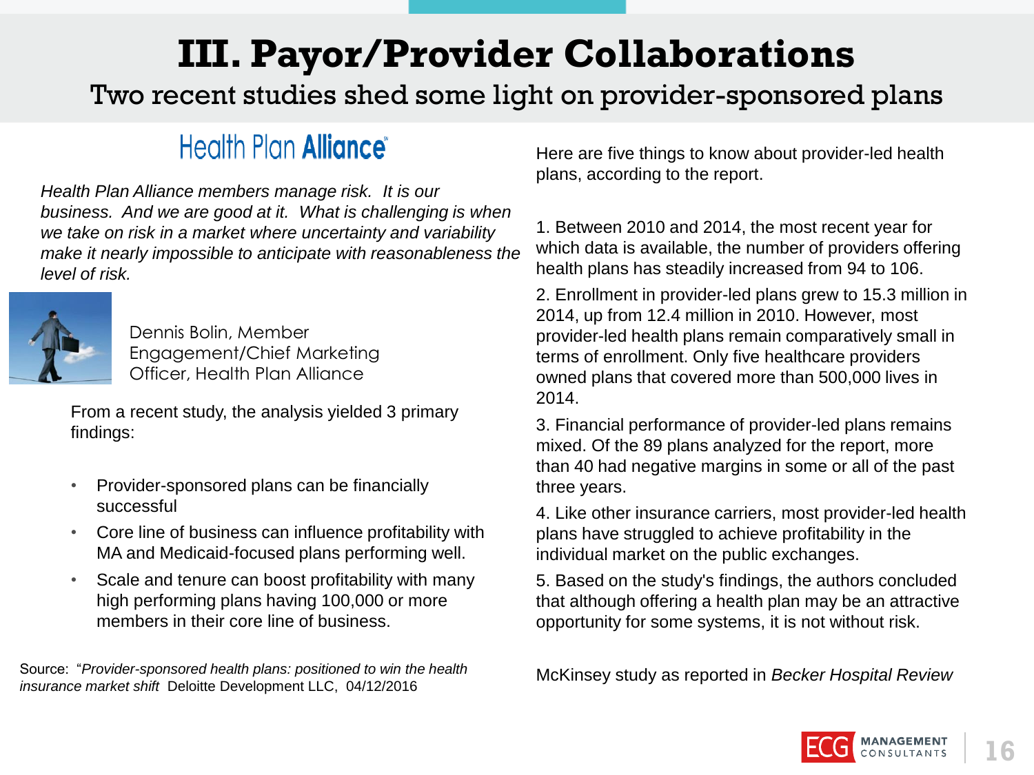# III. Payor/Provider Collaborations

## Two recent studies shed some light on provider-sponsored plans

### Health Plan Alliance

*Health Plan Alliance members manage risk. It is our business. And we are good at it. What is challenging is when we take on risk in a market where uncertainty and variability make it nearly impossible to anticipate with reasonableness the level of risk.*

Dennis Bolin, Member Engagement/Chief Marketing Officer, Health Plan Alliance

From a recent study, the analysis yielded 3 primary findings:

- Provider-sponsored plans can be financially successful
- Core line of business can influence profitability with MA and Medicaid-focused plans performing well.
- Scale and tenure can boost profitability with many high performing plans having 100,000 or more members in their core line of business.

Source: "*Provider-sponsored health plans: positioned to win the health insurance market shift* Deloitte Development LLC, 04/12/2016

Here are five things to know about provider-led health plans, according to the report.

1. Between 2010 and 2014, the most recent year for which data is available, the number of providers offering health plans has steadily increased from 94 to 106.
2. Enrollment in provider-led plans grew to 15.3 million in 2014, up from 12.4 million in 2010. However, most provider-led health plans remain comparatively small in terms of enrollment. Only five healthcare providers owned plans that covered more than 500,000 lives in 2014.
3. Financial performance of provider-led plans remains mixed. Of the 89 plans analyzed for the report, more than 40 had negative margins in some or all of the past three years.
4. Like other insurance carriers, most provider-led health plans have struggled to achieve profitability in the individual market on the public exchanges.
5. Based on the study's findings, the authors concluded that although offering a health plan may be an attractive opportunity for some systems, it is not without risk.

McKinsey study as reported in *Becker Hospital Review*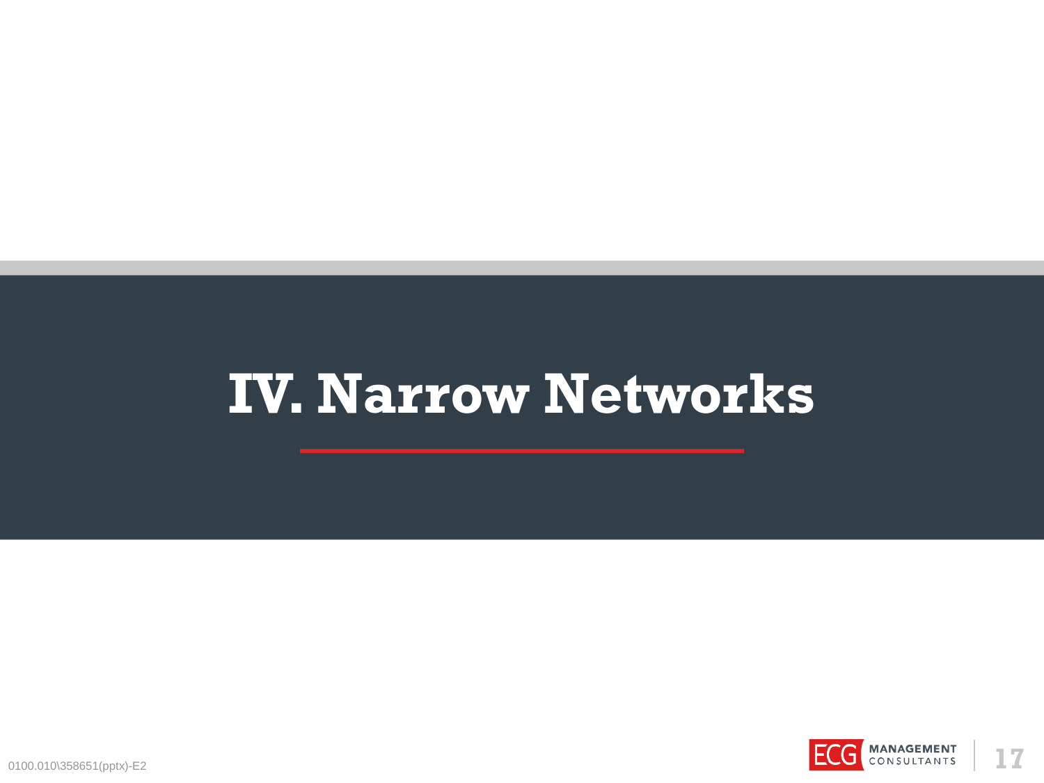# IV. Narrow Networks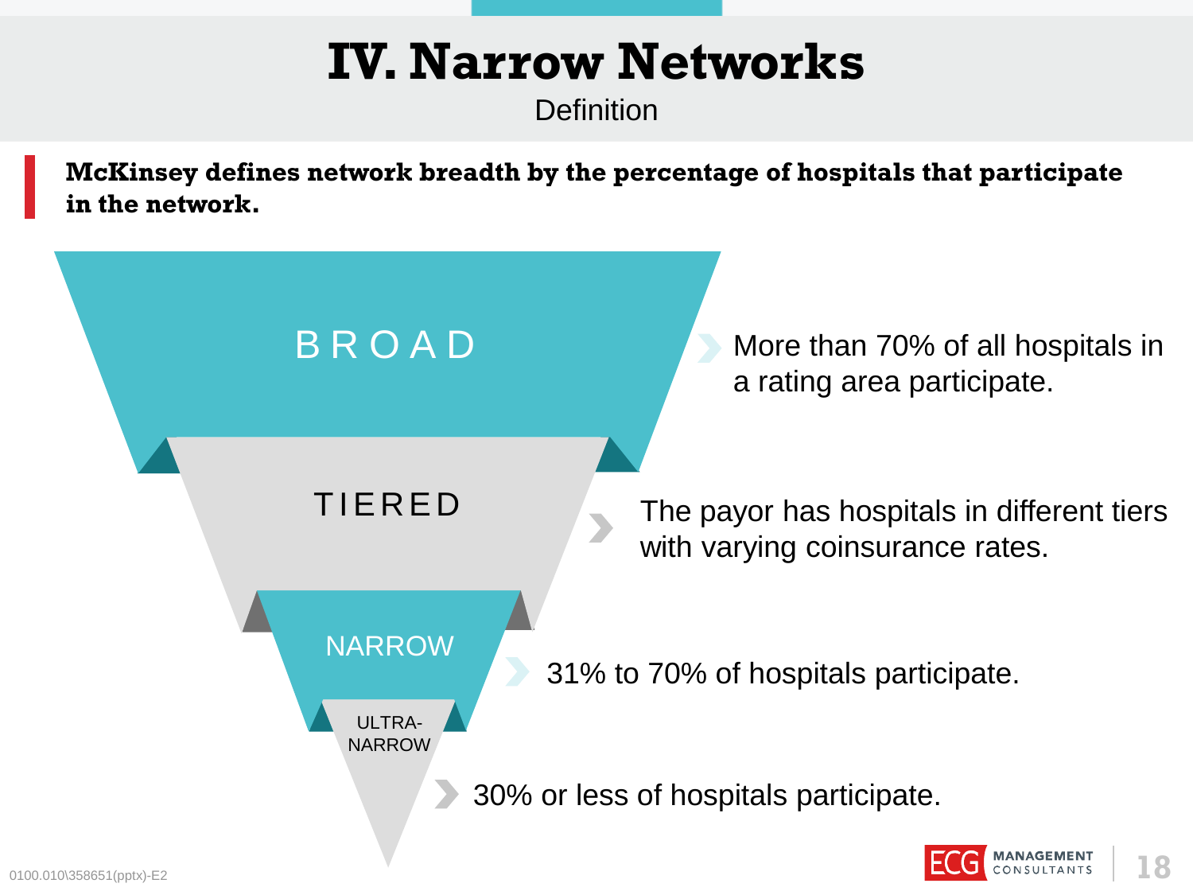# IV. Narrow Networks

Definition

**McKinsey defines network breadth by the percentage of hospitals that participate in the network.**

BROAD

- More than 70% of all hospitals in a rating area participate.

TIERED

- The payor has hospitals in different tiers with varying coinsurance rates.

NARROW

- 31% to 70% of hospitals participate.

ULTRA-NARROW

- 30% or less of hospitals participate.

0100.010\358651(pptx)-E2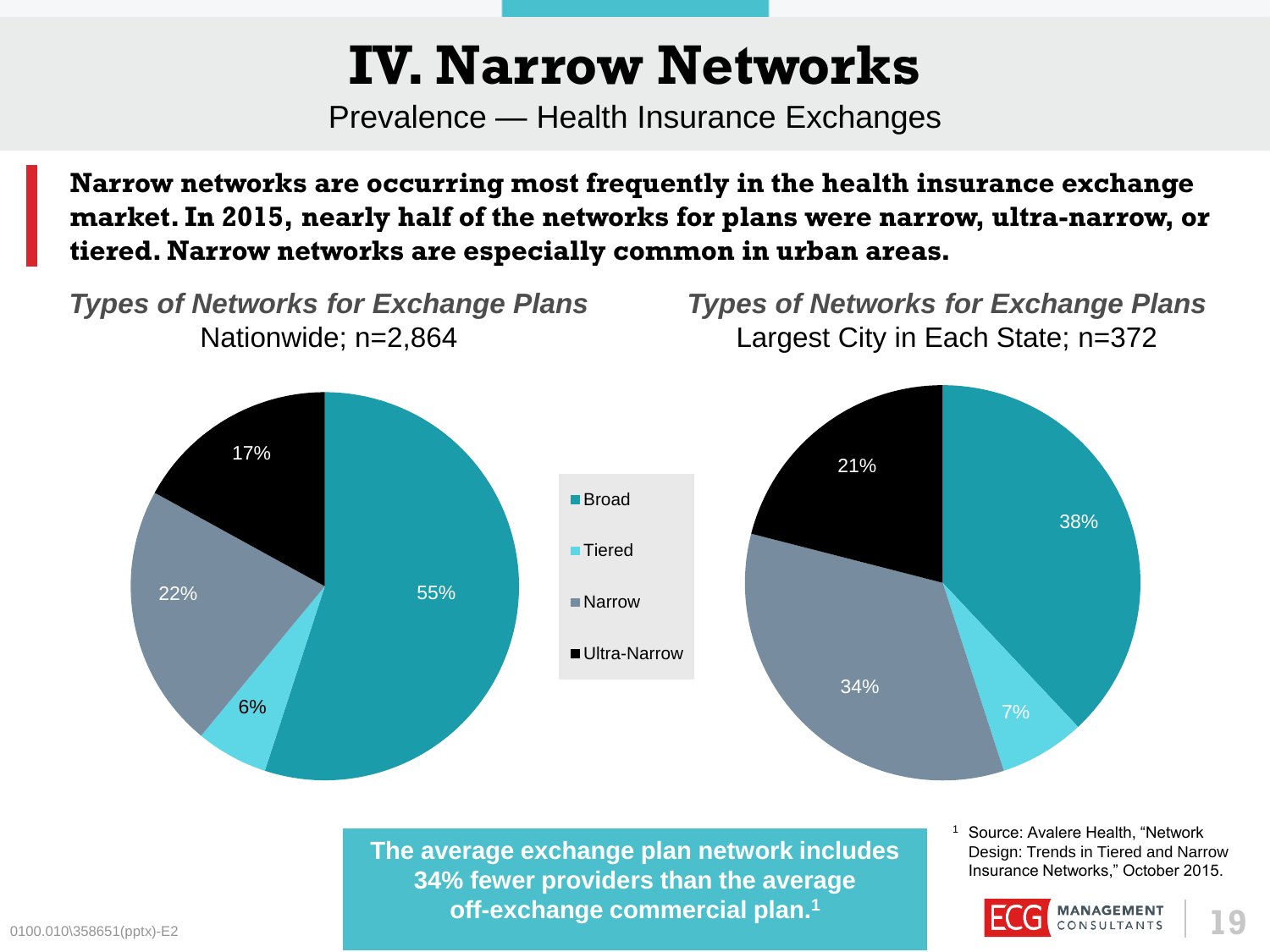# IV. Narrow Networks

Prevalence — Health Insurance Exchanges

**Narrow networks are occurring most frequently in the health insurance exchange market. In 2015, nearly half of the networks for plans were narrow, ultra-narrow, or tiered. Narrow networks are especially common in urban areas.**

*Types of Networks for Exchange Plans*
Nationwide; n=2,864

| Network Type | Share |
|---|---|
| Broad | 55% |
| Tiered | 6% |
| Narrow | 22% |
| Ultra-Narrow | 17% |

*Types of Networks for Exchange Plans*
Largest City in Each State; n=372

| Network Type | Share |
|---|---|
| Broad | 38% |
| Tiered | 7% |
| Narrow | 34% |
| Ultra-Narrow | 21% |

**The average exchange plan network includes 34% fewer providers than the average off-exchange commercial plan.[1]**

[1] Source: Avalere Health, "Network Design: Trends in Tiered and Narrow Insurance Networks," October 2015.

0100.010\358651(pptx)-E2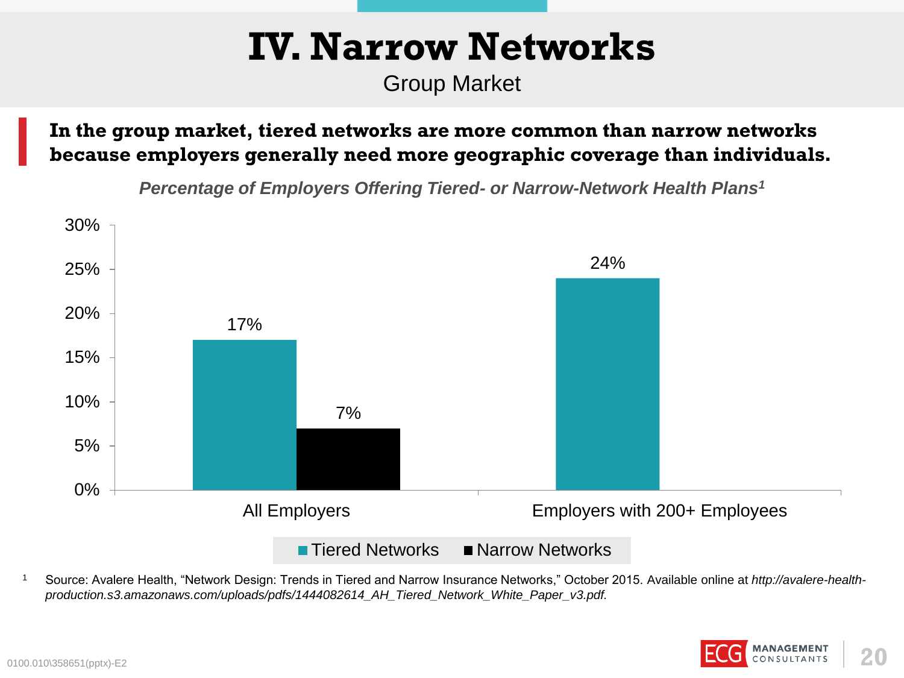# IV. Narrow Networks

Group Market

**In the group market, tiered networks are more common than narrow networks because employers generally need more geographic coverage than individuals.**

***Percentage of Employers Offering Tiered- or Narrow-Network Health Plans[1]***

| | Tiered Networks | Narrow Networks |
|---|---|---|
| All Employers | 17% | 7% |
| Employers with 200+ Employees | 24% | |

[1] Source: Avalere Health, "Network Design: Trends in Tiered and Narrow Insurance Networks," October 2015. Available online at *http://avalere-health-production.s3.amazonaws.com/uploads/pdfs/1444082614_AH_Tiered_Network_White_Paper_v3.pdf.*

0100.010\358651(pptx)-E2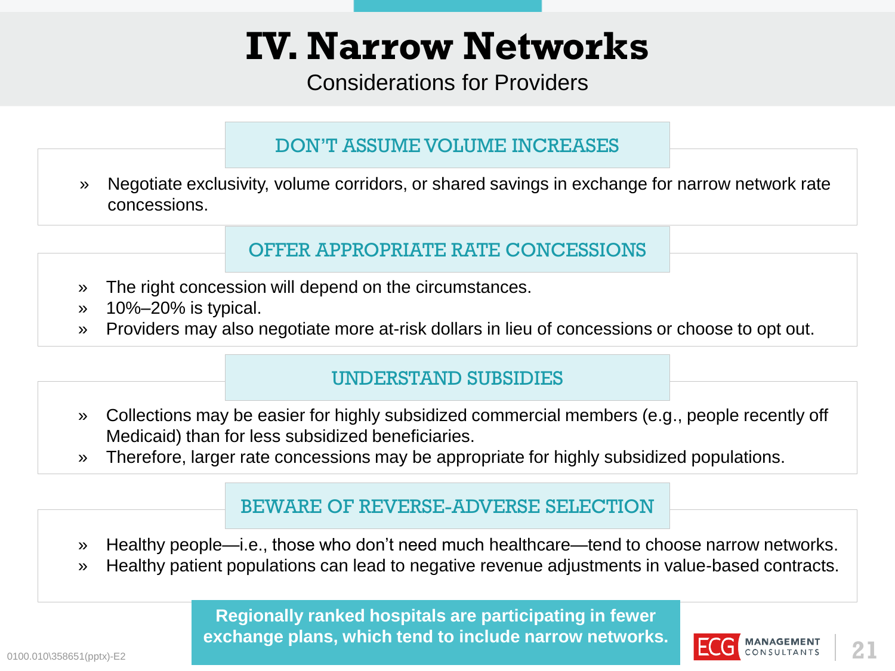# IV. Narrow Networks

Considerations for Providers

### DON'T ASSUME VOLUME INCREASES

- Negotiate exclusivity, volume corridors, or shared savings in exchange for narrow network rate concessions.

### OFFER APPROPRIATE RATE CONCESSIONS

- The right concession will depend on the circumstances.
- 10%–20% is typical.
- Providers may also negotiate more at-risk dollars in lieu of concessions or choose to opt out.

### UNDERSTAND SUBSIDIES

- Collections may be easier for highly subsidized commercial members (e.g., people recently off Medicaid) than for less subsidized beneficiaries.
- Therefore, larger rate concessions may be appropriate for highly subsidized populations.

### BEWARE OF REVERSE-ADVERSE SELECTION

- Healthy people—i.e., those who don't need much healthcare—tend to choose narrow networks.
- Healthy patient populations can lead to negative revenue adjustments in value-based contracts.

**Regionally ranked hospitals are participating in fewer exchange plans, which tend to include narrow networks.**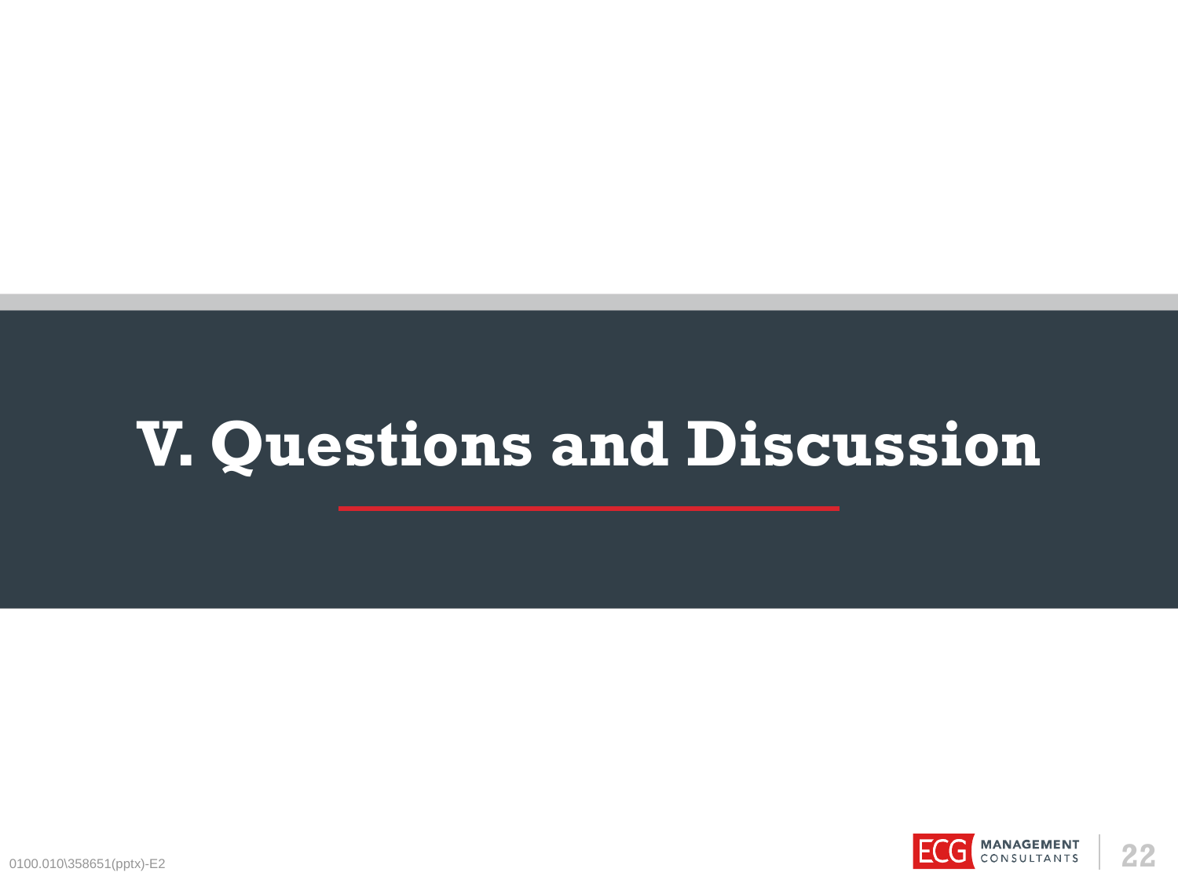# V. Questions and Discussion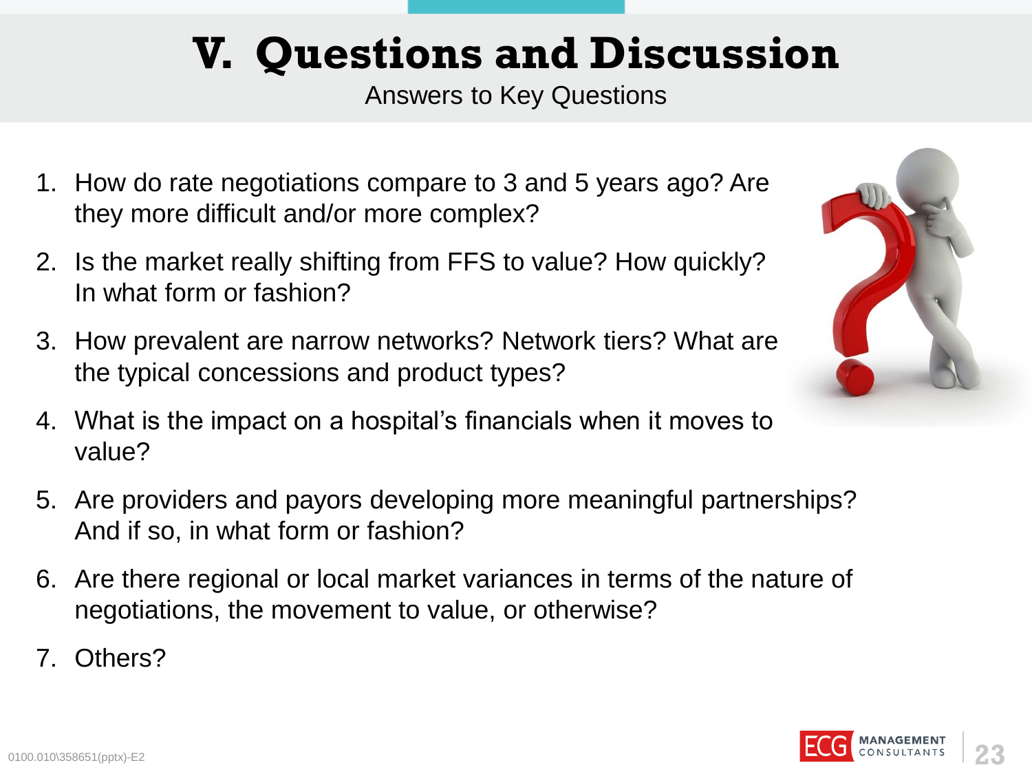# V. Questions and Discussion

Answers to Key Questions

1. How do rate negotiations compare to 3 and 5 years ago? Are they more difficult and/or more complex?
2. Is the market really shifting from FFS to value? How quickly? In what form or fashion?
3. How prevalent are narrow networks? Network tiers? What are the typical concessions and product types?
4. What is the impact on a hospital's financials when it moves to value?
5. Are providers and payors developing more meaningful partnerships? And if so, in what form or fashion?
6. Are there regional or local market variances in terms of the nature of negotiations, the movement to value, or otherwise?
7. Others?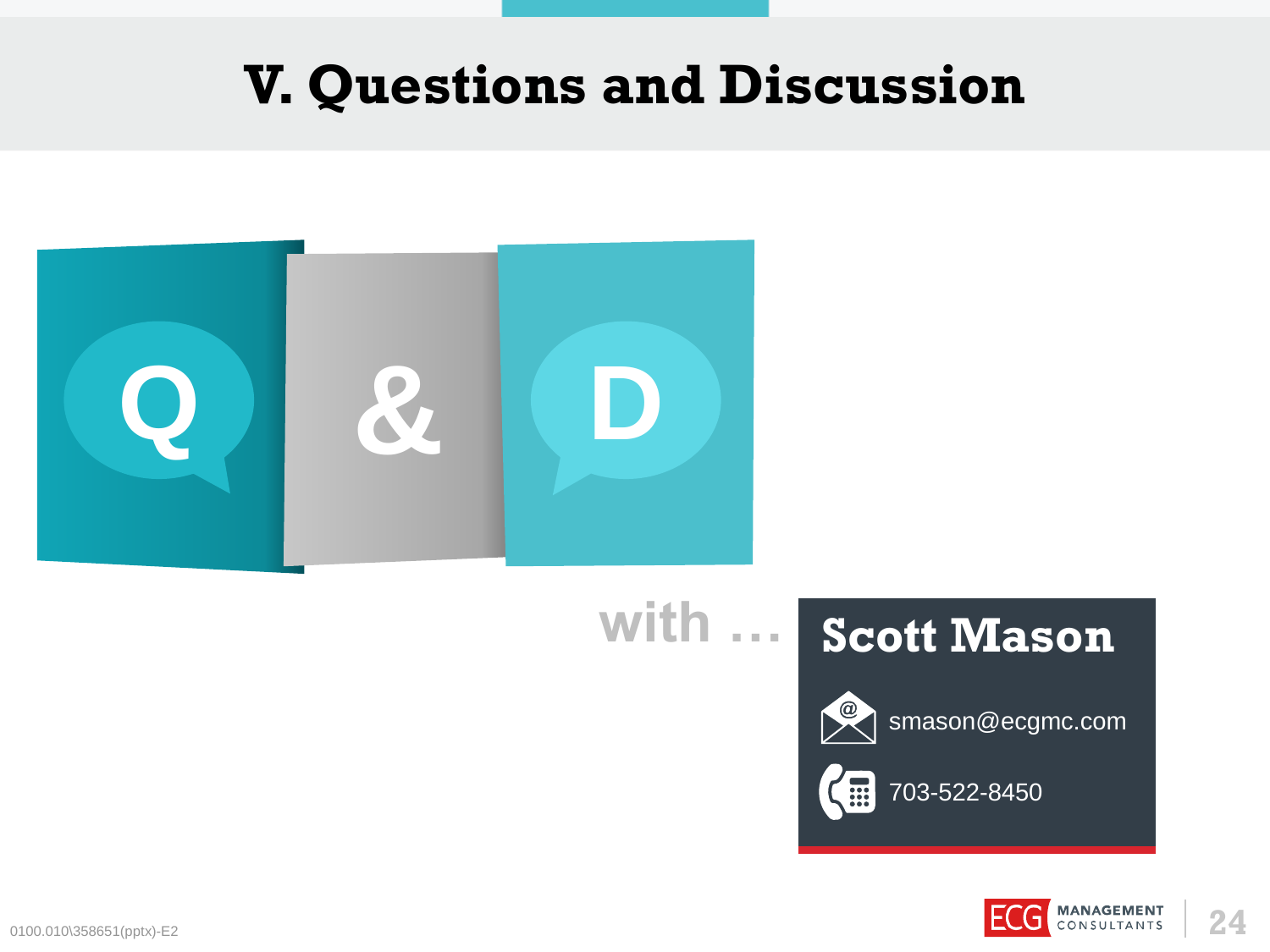# V. Questions and Discussion

Q & D

with …

**Scott Mason**

smason@ecgmc.com

703-522-8450

0100.010\358651(pptx)-E2